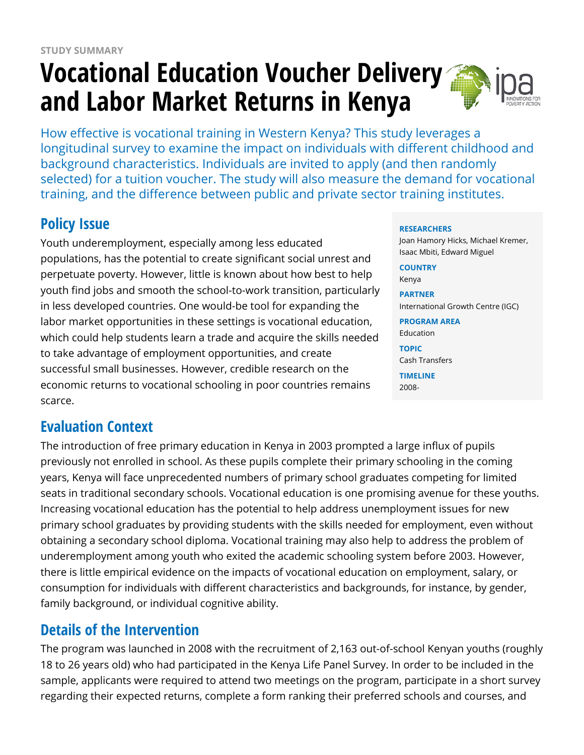STUDY SUMMARY

# Vocational Education Voucher Delivery and Labor Market Returns in Kenya

How effective is vocational training in Western Kenya? This study leverages a longitudinal survey to examine the impact on individuals with different childhood and background characteristics. Individuals are invited to apply (and then randomly selected) for a tuition voucher. The study will also measure the demand for vocational training, and the difference between public and private sector training institutes.

**RESEARCHERS**
Joan Hamory Hicks, Michael Kremer, Isaac Mbiti, Edward Miguel

**COUNTRY**
Kenya

**PARTNER**
International Growth Centre (IGC)

**PROGRAM AREA**
Education

**TOPIC**
Cash Transfers

**TIMELINE**
2008-

## Policy Issue

Youth underemployment, especially among less educated populations, has the potential to create significant social unrest and perpetuate poverty. However, little is known about how best to help youth find jobs and smooth the school-to-work transition, particularly in less developed countries. One would-be tool for expanding the labor market opportunities in these settings is vocational education, which could help students learn a trade and acquire the skills needed to take advantage of employment opportunities, and create successful small businesses. However, credible research on the economic returns to vocational schooling in poor countries remains scarce.

## Evaluation Context

The introduction of free primary education in Kenya in 2003 prompted a large influx of pupils previously not enrolled in school. As these pupils complete their primary schooling in the coming years, Kenya will face unprecedented numbers of primary school graduates competing for limited seats in traditional secondary schools. Vocational education is one promising avenue for these youths. Increasing vocational education has the potential to help address unemployment issues for new primary school graduates by providing students with the skills needed for employment, even without obtaining a secondary school diploma. Vocational training may also help to address the problem of underemployment among youth who exited the academic schooling system before 2003. However, there is little empirical evidence on the impacts of vocational education on employment, salary, or consumption for individuals with different characteristics and backgrounds, for instance, by gender, family background, or individual cognitive ability.

## Details of the Intervention

The program was launched in 2008 with the recruitment of 2,163 out-of-school Kenyan youths (roughly 18 to 26 years old) who had participated in the Kenya Life Panel Survey. In order to be included in the sample, applicants were required to attend two meetings on the program, participate in a short survey regarding their expected returns, complete a form ranking their preferred schools and courses, and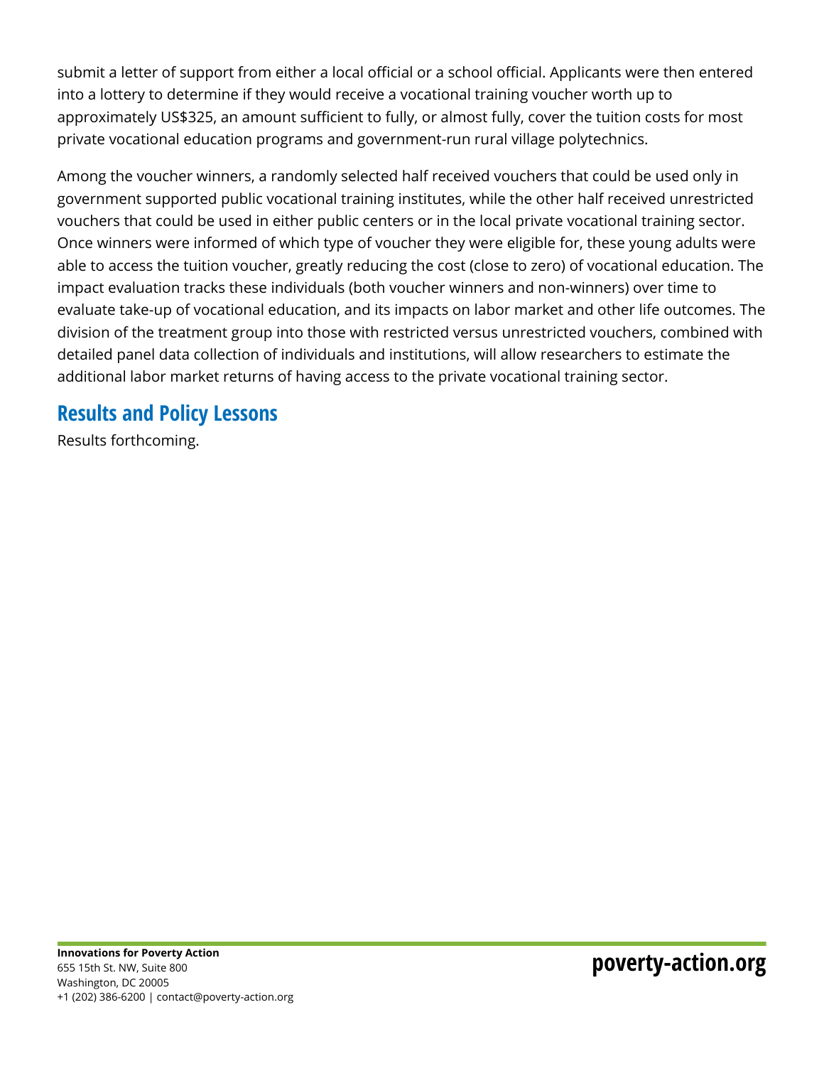submit a letter of support from either a local official or a school official. Applicants were then entered into a lottery to determine if they would receive a vocational training voucher worth up to approximately US$325, an amount sufficient to fully, or almost fully, cover the tuition costs for most private vocational education programs and government-run rural village polytechnics.

Among the voucher winners, a randomly selected half received vouchers that could be used only in government supported public vocational training institutes, while the other half received unrestricted vouchers that could be used in either public centers or in the local private vocational training sector. Once winners were informed of which type of voucher they were eligible for, these young adults were able to access the tuition voucher, greatly reducing the cost (close to zero) of vocational education. The impact evaluation tracks these individuals (both voucher winners and non-winners) over time to evaluate take-up of vocational education, and its impacts on labor market and other life outcomes. The division of the treatment group into those with restricted versus unrestricted vouchers, combined with detailed panel data collection of individuals and institutions, will allow researchers to estimate the additional labor market returns of having access to the private vocational training sector.

## Results and Policy Lessons

Results forthcoming.